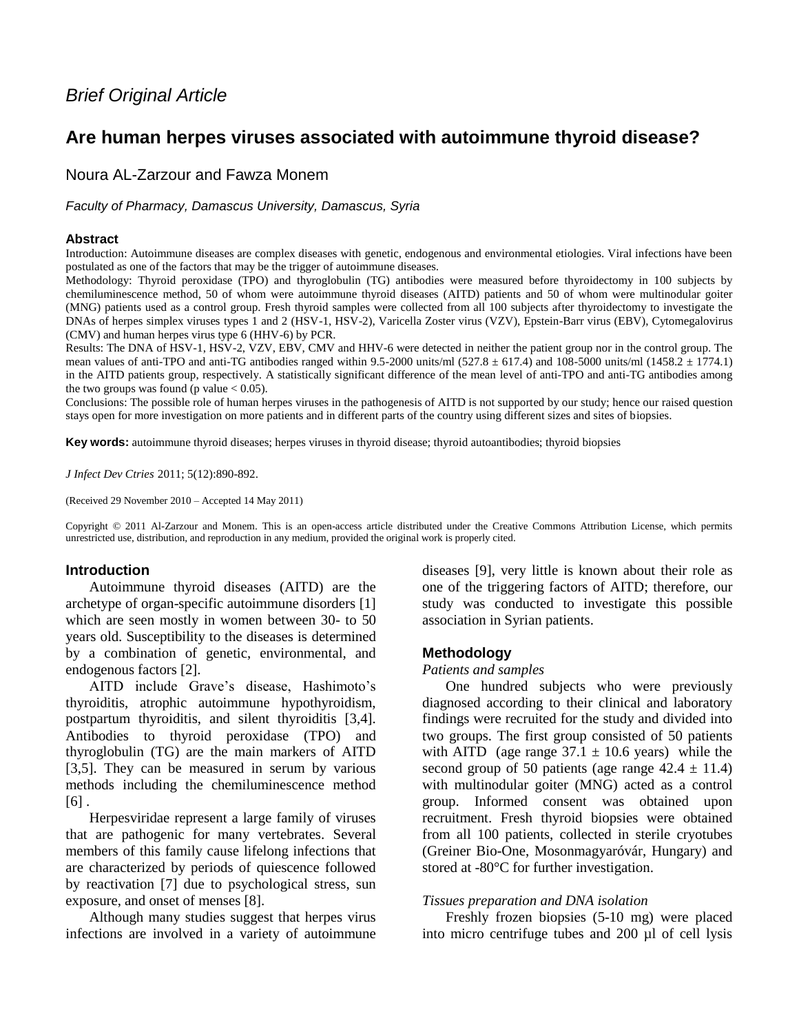*Brief Original Article*

# Are human herpes viruses associated with autoimmune thyroid disease?

Noura AL-Zarzour and Fawza Monem

*Faculty of Pharmacy, Damascus University, Damascus, Syria*

## Abstract

Introduction: Autoimmune diseases are complex diseases with genetic, endogenous and environmental etiologies. Viral infections have been postulated as one of the factors that may be the trigger of autoimmune diseases.

Methodology: Thyroid peroxidase (TPO) and thyroglobulin (TG) antibodies were measured before thyroidectomy in 100 subjects by chemiluminescence method, 50 of whom were autoimmune thyroid diseases (AITD) patients and 50 of whom were multinodular goiter (MNG) patients used as a control group. Fresh thyroid samples were collected from all 100 subjects after thyroidectomy to investigate the DNAs of herpes simplex viruses types 1 and 2 (HSV-1, HSV-2), Varicella Zoster virus (VZV), Epstein-Barr virus (EBV), Cytomegalovirus (CMV) and human herpes virus type 6 (HHV-6) by PCR.

Results: The DNA of HSV-1, HSV-2, VZV, EBV, CMV and HHV-6 were detected in neither the patient group nor in the control group. The mean values of anti-TPO and anti-TG antibodies ranged within 9.5-2000 units/ml ($527.8 \pm 617.4$) and 108-5000 units/ml ($1458.2 \pm 1774.1$) in the AITD patients group, respectively. A statistically significant difference of the mean level of anti-TPO and anti-TG antibodies among the two groups was found ($p$ value $< 0.05$).

Conclusions: The possible role of human herpes viruses in the pathogenesis of AITD is not supported by our study; hence our raised question stays open for more investigation on more patients and in different parts of the country using different sizes and sites of biopsies.

**Key words:** autoimmune thyroid diseases; herpes viruses in thyroid disease; thyroid autoantibodies; thyroid biopsies

*J Infect Dev Ctries* 2011; 5(12):890-892.

(Received 29 November 2010 – Accepted 14 May 2011)

Copyright © 2011 Al-Zarzour and Monem. This is an open-access article distributed under the Creative Commons Attribution License, which permits unrestricted use, distribution, and reproduction in any medium, provided the original work is properly cited.

## Introduction

Autoimmune thyroid diseases (AITD) are the archetype of organ-specific autoimmune disorders [1] which are seen mostly in women between 30- to 50 years old. Susceptibility to the diseases is determined by a combination of genetic, environmental, and endogenous factors [2].

AITD include Grave's disease, Hashimoto's thyroiditis, atrophic autoimmune hypothyroidism, postpartum thyroiditis, and silent thyroiditis [3,4]. Antibodies to thyroid peroxidase (TPO) and thyroglobulin (TG) are the main markers of AITD [3,5]. They can be measured in serum by various methods including the chemiluminescence method [6] .

Herpesviridae represent a large family of viruses that are pathogenic for many vertebrates. Several members of this family cause lifelong infections that are characterized by periods of quiescence followed by reactivation [7] due to psychological stress, sun exposure, and onset of menses [8].

Although many studies suggest that herpes virus infections are involved in a variety of autoimmune diseases [9], very little is known about their role as one of the triggering factors of AITD; therefore, our study was conducted to investigate this possible association in Syrian patients.

## Methodology

*Patients and samples*

One hundred subjects who were previously diagnosed according to their clinical and laboratory findings were recruited for the study and divided into two groups. The first group consisted of 50 patients with AITD (age range $37.1 \pm 10.6$ years) while the second group of 50 patients (age range $42.4 \pm 11.4$) with multinodular goiter (MNG) acted as a control group. Informed consent was obtained upon recruitment. Fresh thyroid biopsies were obtained from all 100 patients, collected in sterile cryotubes (Greiner Bio-One, Mosonmagyaróvár, Hungary) and stored at -80°C for further investigation.

*Tissues preparation and DNA isolation*

Freshly frozen biopsies (5-10 mg) were placed into micro centrifuge tubes and 200 µl of cell lysis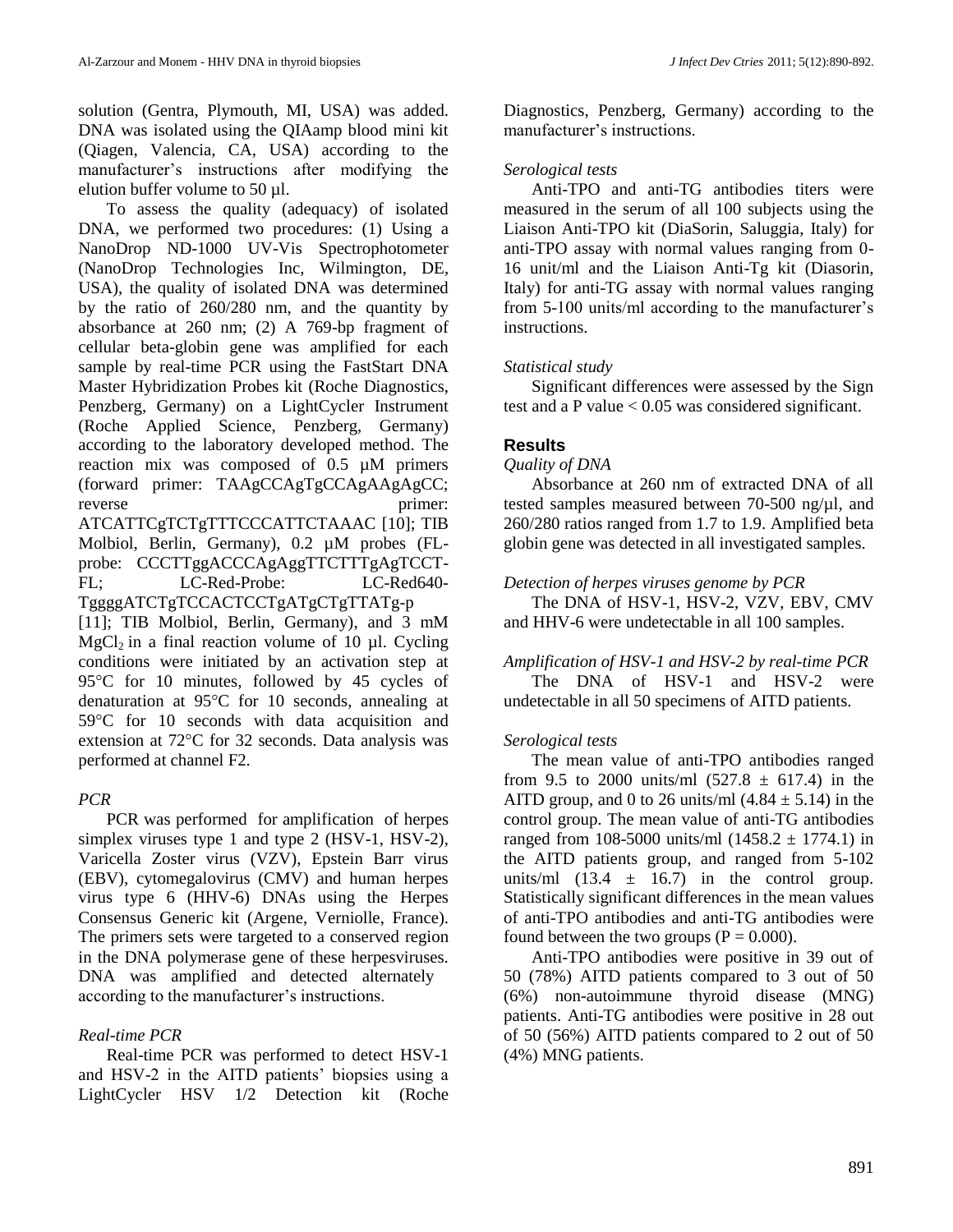solution (Gentra, Plymouth, MI, USA) was added. DNA was isolated using the QIAamp blood mini kit (Qiagen, Valencia, CA, USA) according to the manufacturer's instructions after modifying the elution buffer volume to 50 µl.

To assess the quality (adequacy) of isolated DNA, we performed two procedures: (1) Using a NanoDrop ND-1000 UV-Vis Spectrophotometer (NanoDrop Technologies Inc, Wilmington, DE, USA), the quality of isolated DNA was determined by the ratio of 260/280 nm, and the quantity by absorbance at 260 nm; (2) A 769-bp fragment of cellular beta-globin gene was amplified for each sample by real-time PCR using the FastStart DNA Master Hybridization Probes kit (Roche Diagnostics, Penzberg, Germany) on a LightCycler Instrument (Roche Applied Science, Penzberg, Germany) according to the laboratory developed method. The reaction mix was composed of 0.5 µM primers (forward primer: TAAgCCAgTgCCAgAAgAgCC; reverse primer: ATCATTCgTCTgTTTCCCATTCTAAAC [10]; TIB Molbiol, Berlin, Germany), 0.2 µM probes (FL-probe: CCCTTggACCCAgAggTTCTTTgAgTCCT-FL; LC-Red-Probe: LC-Red640-TggggATCTgTCCACTCCTgATgCTgTTATg-p [11]; TIB Molbiol, Berlin, Germany), and 3 mM $MgCl_2$ in a final reaction volume of 10 µl. Cycling conditions were initiated by an activation step at 95°C for 10 minutes, followed by 45 cycles of denaturation at 95°C for 10 seconds, annealing at 59°C for 10 seconds with data acquisition and extension at 72°C for 32 seconds. Data analysis was performed at channel F2.

### *PCR*

PCR was performed for amplification of herpes simplex viruses type 1 and type 2 (HSV-1, HSV-2), Varicella Zoster virus (VZV), Epstein Barr virus (EBV), cytomegalovirus (CMV) and human herpes virus type 6 (HHV-6) DNAs using the Herpes Consensus Generic kit (Argene, Verniolle, France). The primers sets were targeted to a conserved region in the DNA polymerase gene of these herpesviruses. DNA was amplified and detected alternately according to the manufacturer's instructions.

### *Real-time PCR*

Real-time PCR was performed to detect HSV-1 and HSV-2 in the AITD patients' biopsies using a LightCycler HSV 1/2 Detection kit (Roche Diagnostics, Penzberg, Germany) according to the manufacturer's instructions.

### *Serological tests*

Anti-TPO and anti-TG antibodies titers were measured in the serum of all 100 subjects using the Liaison Anti-TPO kit (DiaSorin, Saluggia, Italy) for anti-TPO assay with normal values ranging from 0-16 unit/ml and the Liaison Anti-Tg kit (Diasorin, Italy) for anti-TG assay with normal values ranging from 5-100 units/ml according to the manufacturer's instructions.

### *Statistical study*

Significant differences were assessed by the Sign test and a P value $< 0.05$ was considered significant.

## Results

### *Quality of DNA*

Absorbance at 260 nm of extracted DNA of all tested samples measured between 70-500 ng/µl, and 260/280 ratios ranged from 1.7 to 1.9. Amplified beta globin gene was detected in all investigated samples.

### *Detection of herpes viruses genome by PCR*

The DNA of HSV-1, HSV-2, VZV, EBV, CMV and HHV-6 were undetectable in all 100 samples.

### *Amplification of HSV-1 and HSV-2 by real-time PCR*

The DNA of HSV-1 and HSV-2 were undetectable in all 50 specimens of AITD patients.

### *Serological tests*

The mean value of anti-TPO antibodies ranged from 9.5 to 2000 units/ml ($527.8 \pm 617.4$) in the AITD group, and 0 to 26 units/ml ($4.84 \pm 5.14$) in the control group. The mean value of anti-TG antibodies ranged from 108-5000 units/ml ($1458.2 \pm 1774.1$) in the AITD patients group, and ranged from 5-102 units/ml ($13.4 \pm 16.7$) in the control group. Statistically significant differences in the mean values of anti-TPO antibodies and anti-TG antibodies were found between the two groups ($P = 0.000$).

Anti-TPO antibodies were positive in 39 out of 50 (78%) AITD patients compared to 3 out of 50 (6%) non-autoimmune thyroid disease (MNG) patients. Anti-TG antibodies were positive in 28 out of 50 (56%) AITD patients compared to 2 out of 50 (4%) MNG patients.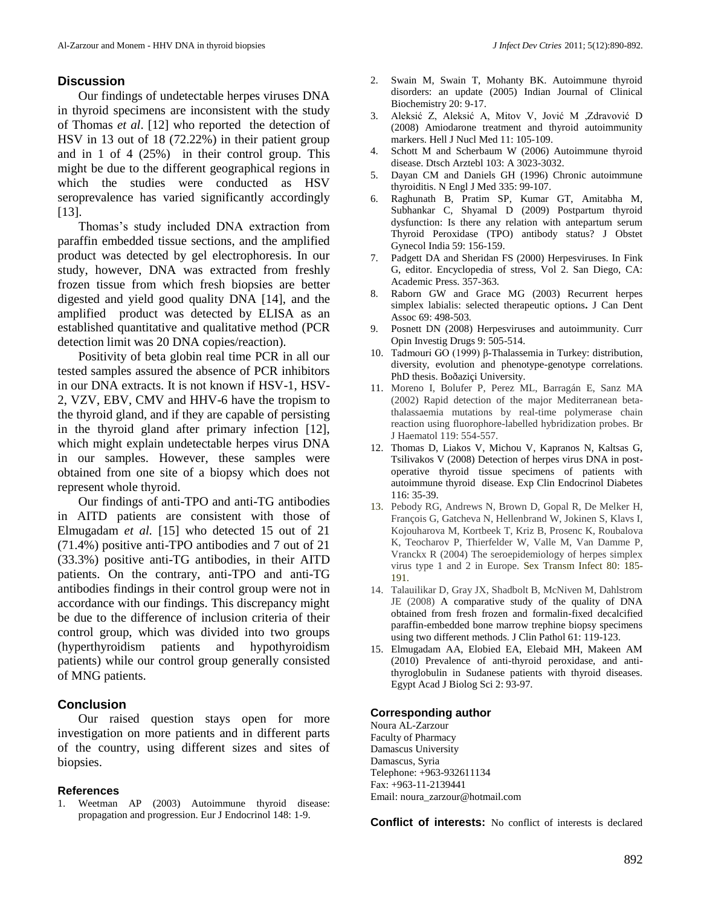## Discussion

Our findings of undetectable herpes viruses DNA in thyroid specimens are inconsistent with the study of Thomas *et al*. [12] who reported the detection of HSV in 13 out of 18 (72.22%) in their patient group and in 1 of 4 (25%) in their control group. This might be due to the different geographical regions in which the studies were conducted as HSV seroprevalence has varied significantly accordingly [13].

Thomas's study included DNA extraction from paraffin embedded tissue sections, and the amplified product was detected by gel electrophoresis. In our study, however, DNA was extracted from freshly frozen tissue from which fresh biopsies are better digested and yield good quality DNA [14], and the amplified product was detected by ELISA as an established quantitative and qualitative method (PCR detection limit was 20 DNA copies/reaction).

Positivity of beta globin real time PCR in all our tested samples assured the absence of PCR inhibitors in our DNA extracts. It is not known if HSV-1, HSV-2, VZV, EBV, CMV and HHV-6 have the tropism to the thyroid gland, and if they are capable of persisting in the thyroid gland after primary infection [12], which might explain undetectable herpes virus DNA in our samples. However, these samples were obtained from one site of a biopsy which does not represent whole thyroid.

Our findings of anti-TPO and anti-TG antibodies in AITD patients are consistent with those of Elmugadam *et al.* [15] who detected 15 out of 21 (71.4%) positive anti-TPO antibodies and 7 out of 21 (33.3%) positive anti-TG antibodies, in their AITD patients. On the contrary, anti-TPO and anti-TG antibodies findings in their control group were not in accordance with our findings. This discrepancy might be due to the difference of inclusion criteria of their control group, which was divided into two groups (hyperthyroidism patients and hypothyroidism patients) while our control group generally consisted of MNG patients.

## Conclusion

Our raised question stays open for more investigation on more patients and in different parts of the country, using different sizes and sites of biopsies.

## References

1. Weetman AP (2003) Autoimmune thyroid disease: propagation and progression. Eur J Endocrinol 148: 1-9.
2. Swain M, Swain T, Mohanty BK. Autoimmune thyroid disorders: an update (2005) Indian Journal of Clinical Biochemistry 20: 9-17.
3. Aleksić Z, Aleksić A, Mitov V, Jović M ,Zdravović D (2008) Amiodarone treatment and thyroid autoimmunity markers. Hell J Nucl Med 11: 105-109.
4. Schott M and Scherbaum W (2006) Autoimmune thyroid disease. Dtsch Arztebl 103: A 3023-3032.
5. Dayan CM and Daniels GH (1996) Chronic autoimmune thyroiditis. N Engl J Med 335: 99-107.
6. Raghunath B, Pratim SP, Kumar GT, Amitabha M, Subhankar C, Shyamal D (2009) Postpartum thyroid dysfunction: Is there any relation with antepartum serum Thyroid Peroxidase (TPO) antibody status? J Obstet Gynecol India 59: 156-159.
7. Padgett DA and Sheridan FS (2000) Herpesviruses. In Fink G, editor. Encyclopedia of stress, Vol 2. San Diego, CA: Academic Press. 357-363.
8. Raborn GW and Grace MG (2003) Recurrent herpes simplex labialis: selected therapeutic options**.** J Can Dent Assoc 69: 498-503.
9. Posnett DN (2008) Herpesviruses and autoimmunity. Curr Opin Investig Drugs 9: 505-514.
10. Tadmouri GO (1999) β-Thalassemia in Turkey: distribution, diversity, evolution and phenotype-genotype correlations. PhD thesis. Boðaziçi University.
11. Moreno I, Bolufer P, Perez ML, Barragán E, Sanz MA (2002) Rapid detection of the major Mediterranean beta-thalassaemia mutations by real-time polymerase chain reaction using fluorophore-labelled hybridization probes. Br J Haematol 119: 554-557.
12. Thomas D, Liakos V, Michou V, Kapranos N, Kaltsas G, Tsilivakos V (2008) Detection of herpes virus DNA in post-operative thyroid tissue specimens of patients with autoimmune thyroid disease. Exp Clin Endocrinol Diabetes 116: 35-39.
13. Pebody RG, Andrews N, Brown D, Gopal R, De Melker H, François G, Gatcheva N, Hellenbrand W, Jokinen S, Klavs I, Kojouharova M, Kortbeek T, Kriz B, Prosenc K, Roubalova K, Teocharov P, Thierfelder W, Valle M, Van Damme P, Vranckx R (2004) The seroepidemiology of herpes simplex virus type 1 and 2 in Europe. Sex Transm Infect 80: 185-191.
14. Talauilikar D, Gray JX, Shadbolt B, McNiven M, Dahlstrom JE (2008) A comparative study of the quality of DNA obtained from fresh frozen and formalin-fixed decalcified paraffin-embedded bone marrow trephine biopsy specimens using two different methods. J Clin Pathol 61: 119-123.
15. Elmugadam AA, Elobied EA, Elebaid MH, Makeen AM (2010) Prevalence of anti-thyroid peroxidase, and anti-thyroglobulin in Sudanese patients with thyroid diseases. Egypt Acad J Biolog Sci 2: 93-97.

### Corresponding author

Noura AL-Zarzour  
Faculty of Pharmacy  
Damascus University  
Damascus, Syria  
Telephone: +963-932611134  
Fax: +963-11-2139441  
Email: noura_zarzour@hotmail.com

**Conflict of interests:** No conflict of interests is declared